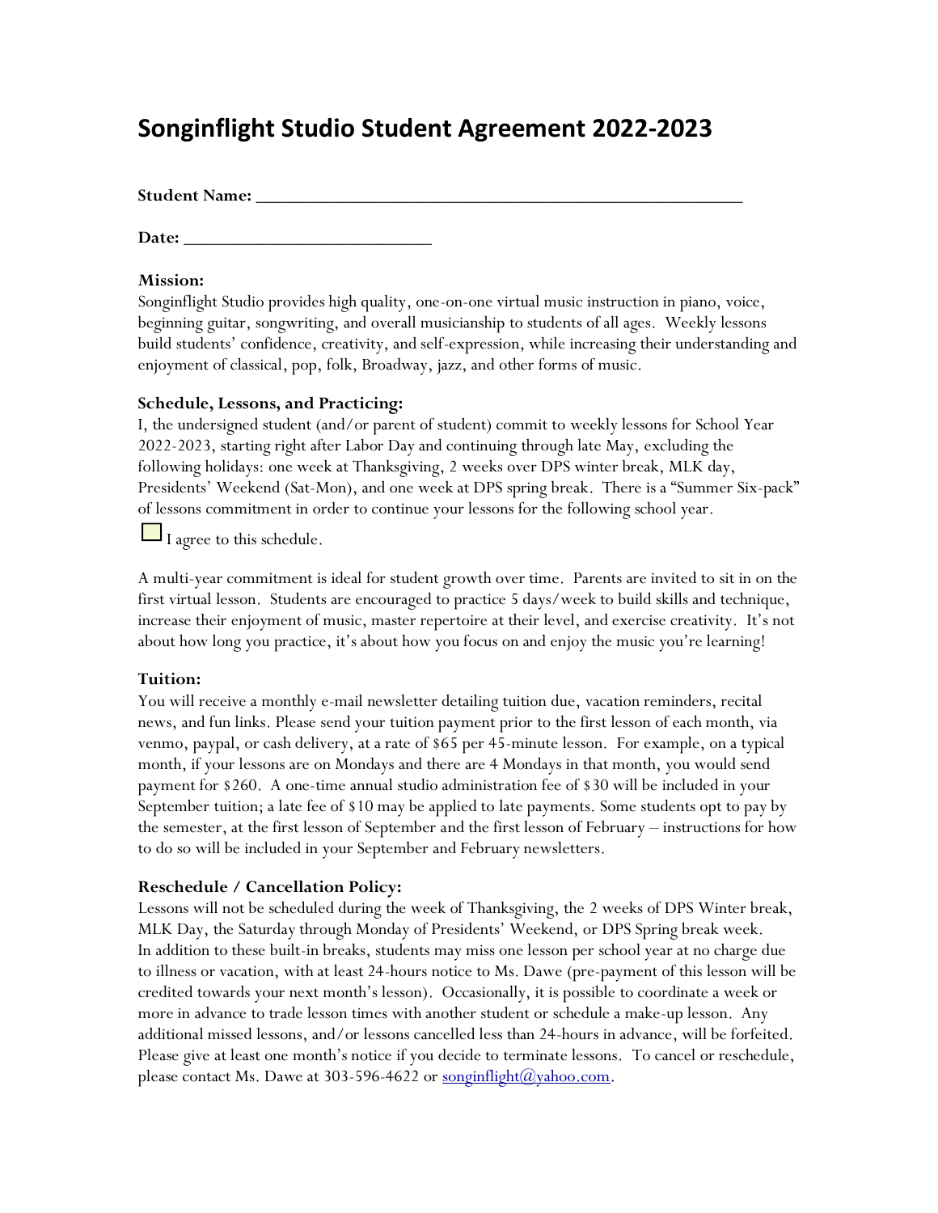# Songinflight Studio Student Agreement 2022-2023

**Student Name:** ______________________________________________________

**Date:** ____________________________

**Mission:**
Songinflight Studio provides high quality, one-on-one virtual music instruction in piano, voice, beginning guitar, songwriting, and overall musicianship to students of all ages. Weekly lessons build students' confidence, creativity, and self-expression, while increasing their understanding and enjoyment of classical, pop, folk, Broadway, jazz, and other forms of music.

**Schedule, Lessons, and Practicing:**
I, the undersigned student (and/or parent of student) commit to weekly lessons for School Year 2022-2023, starting right after Labor Day and continuing through late May, excluding the following holidays: one week at Thanksgiving, 2 weeks over DPS winter break, MLK day, Presidents' Weekend (Sat-Mon), and one week at DPS spring break. There is a "Summer Six-pack" of lessons commitment in order to continue your lessons for the following school year.

☐ I agree to this schedule.

A multi-year commitment is ideal for student growth over time. Parents are invited to sit in on the first virtual lesson. Students are encouraged to practice 5 days/week to build skills and technique, increase their enjoyment of music, master repertoire at their level, and exercise creativity. It's not about how long you practice, it's about how you focus on and enjoy the music you're learning!

**Tuition:**
You will receive a monthly e-mail newsletter detailing tuition due, vacation reminders, recital news, and fun links. Please send your tuition payment prior to the first lesson of each month, via venmo, paypal, or cash delivery, at a rate of $65 per 45-minute lesson. For example, on a typical month, if your lessons are on Mondays and there are 4 Mondays in that month, you would send payment for $260. A one-time annual studio administration fee of $30 will be included in your September tuition; a late fee of $10 may be applied to late payments. Some students opt to pay by the semester, at the first lesson of September and the first lesson of February – instructions for how to do so will be included in your September and February newsletters.

**Reschedule / Cancellation Policy:**
Lessons will not be scheduled during the week of Thanksgiving, the 2 weeks of DPS Winter break, MLK Day, the Saturday through Monday of Presidents' Weekend, or DPS Spring break week. In addition to these built-in breaks, students may miss one lesson per school year at no charge due to illness or vacation, with at least 24-hours notice to Ms. Dawe (pre-payment of this lesson will be credited towards your next month's lesson). Occasionally, it is possible to coordinate a week or more in advance to trade lesson times with another student or schedule a make-up lesson. Any additional missed lessons, and/or lessons cancelled less than 24-hours in advance, will be forfeited. Please give at least one month's notice if you decide to terminate lessons. To cancel or reschedule, please contact Ms. Dawe at 303-596-4622 or [songinflight@yahoo.com](mailto:songinflight@yahoo.com).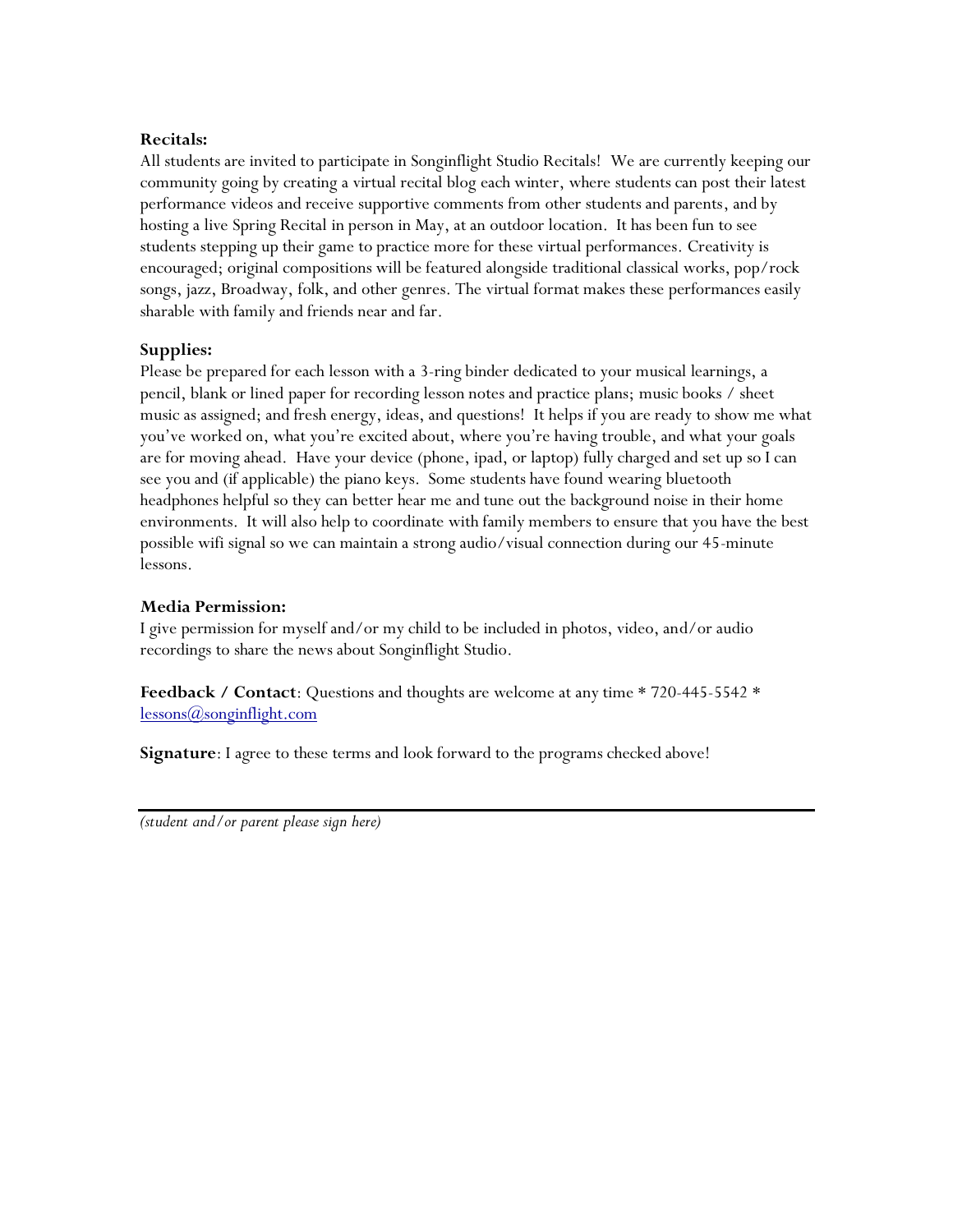**Recitals:**
All students are invited to participate in Songinflight Studio Recitals! We are currently keeping our community going by creating a virtual recital blog each winter, where students can post their latest performance videos and receive supportive comments from other students and parents, and by hosting a live Spring Recital in person in May, at an outdoor location. It has been fun to see students stepping up their game to practice more for these virtual performances. Creativity is encouraged; original compositions will be featured alongside traditional classical works, pop/rock songs, jazz, Broadway, folk, and other genres. The virtual format makes these performances easily sharable with family and friends near and far.

**Supplies:**
Please be prepared for each lesson with a 3-ring binder dedicated to your musical learnings, a pencil, blank or lined paper for recording lesson notes and practice plans; music books / sheet music as assigned; and fresh energy, ideas, and questions! It helps if you are ready to show me what you've worked on, what you're excited about, where you're having trouble, and what your goals are for moving ahead. Have your device (phone, ipad, or laptop) fully charged and set up so I can see you and (if applicable) the piano keys. Some students have found wearing bluetooth headphones helpful so they can better hear me and tune out the background noise in their home environments. It will also help to coordinate with family members to ensure that you have the best possible wifi signal so we can maintain a strong audio/visual connection during our 45-minute lessons.

**Media Permission:**
I give permission for myself and/or my child to be included in photos, video, and/or audio recordings to share the news about Songinflight Studio.

**Feedback / Contact**: Questions and thoughts are welcome at any time * 720-445-5542 * lessons@songinflight.com

**Signature**: I agree to these terms and look forward to the programs checked above!

---

*(student and/or parent please sign here)*